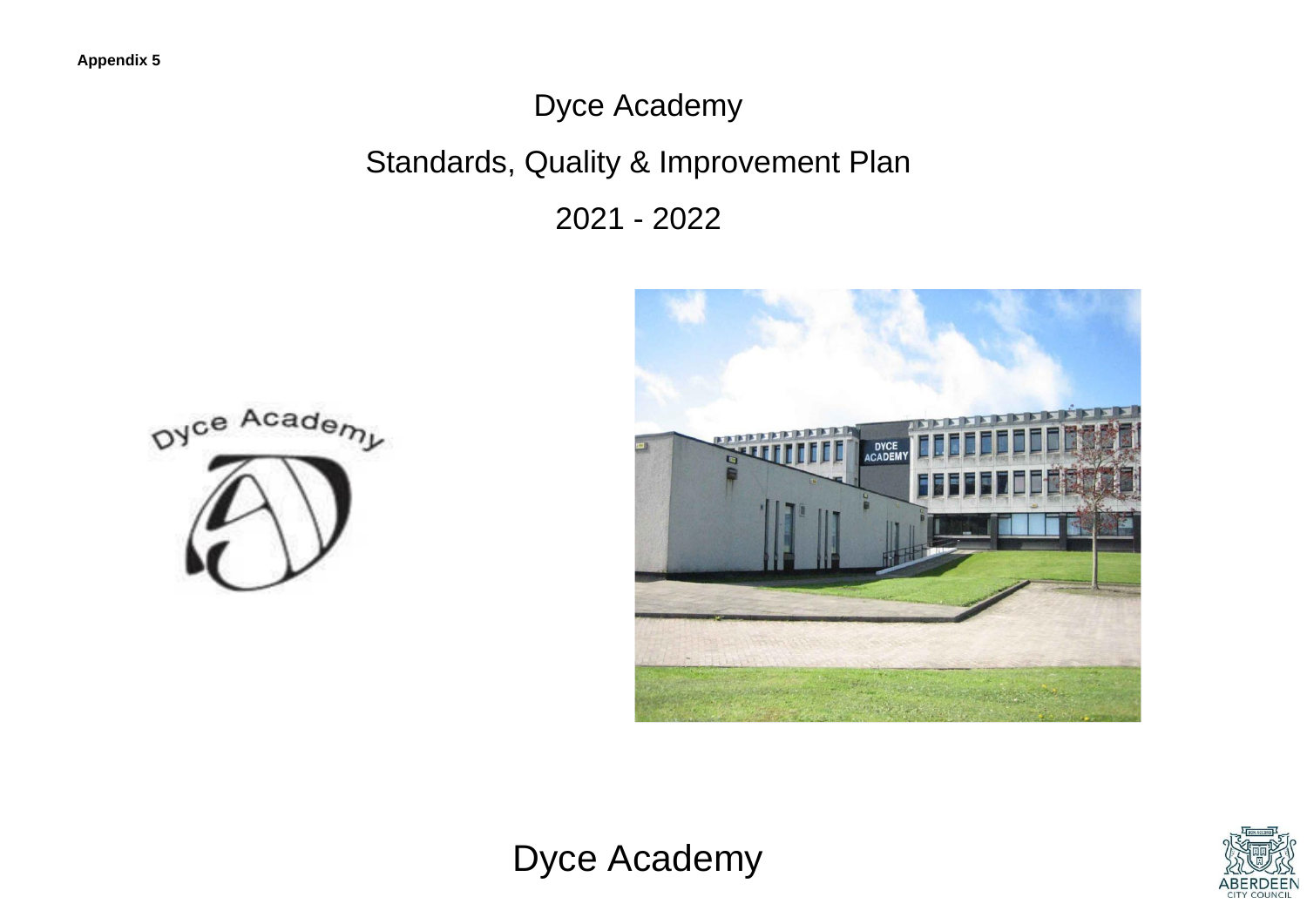**Appendix 5**

# Dyce Academy

## Standards, Quality & Improvement Plan

## 2021 - 2022

Dyce Academy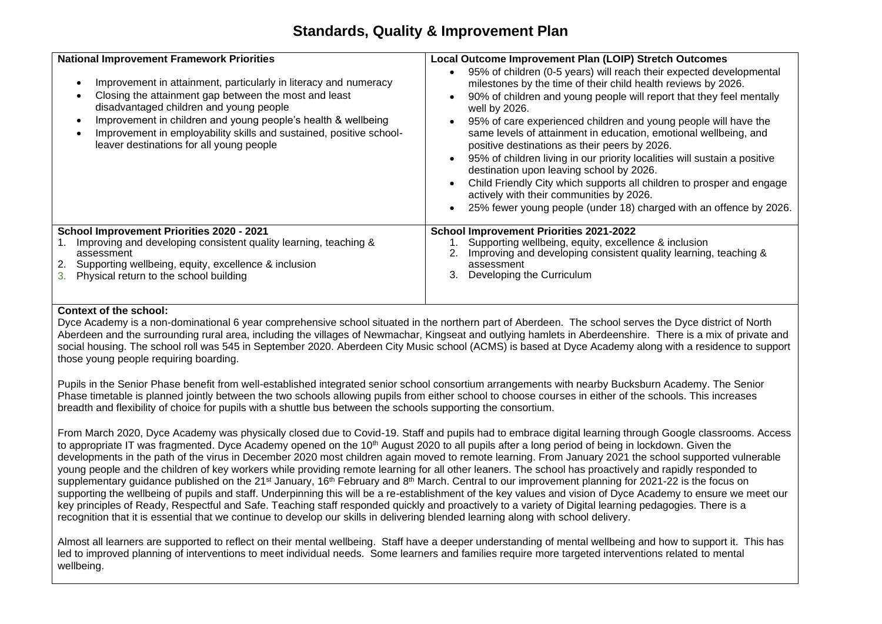# Standards, Quality & Improvement Plan

| **National Improvement Framework Priorities** | **Local Outcome Improvement Plan (LOIP) Stretch Outcomes** |
|---|---|
| • Improvement in attainment, particularly in literacy and numeracy<br>• Closing the attainment gap between the most and least disadvantaged children and young people<br>• Improvement in children and young people's health & wellbeing<br>• Improvement in employability skills and sustained, positive school-leaver destinations for all young people | • 95% of children (0-5 years) will reach their expected developmental milestones by the time of their child health reviews by 2026.<br>• 90% of children and young people will report that they feel mentally well by 2026.<br>• 95% of care experienced children and young people will have the same levels of attainment in education, emotional wellbeing, and positive destinations as their peers by 2026.<br>• 95% of children living in our priority localities will sustain a positive destination upon leaving school by 2026.<br>• Child Friendly City which supports all children to prosper and engage actively with their communities by 2026.<br>• 25% fewer young people (under 18) charged with an offence by 2026. |
| **School Improvement Priorities 2020 - 2021**<br>1. Improving and developing consistent quality learning, teaching & assessment<br>2. Supporting wellbeing, equity, excellence & inclusion<br>3. Physical return to the school building | **School Improvement Priorities 2021-2022**<br>1. Supporting wellbeing, equity, excellence & inclusion<br>2. Improving and developing consistent quality learning, teaching & assessment<br>3. Developing the Curriculum |

**Context of the school:**

Dyce Academy is a non-dominational 6 year comprehensive school situated in the northern part of Aberdeen. The school serves the Dyce district of North Aberdeen and the surrounding rural area, including the villages of Newmachar, Kingseat and outlying hamlets in Aberdeenshire. There is a mix of private and social housing. The school roll was 545 in September 2020. Aberdeen City Music school (ACMS) is based at Dyce Academy along with a residence to support those young people requiring boarding.

Pupils in the Senior Phase benefit from well-established integrated senior school consortium arrangements with nearby Bucksburn Academy. The Senior Phase timetable is planned jointly between the two schools allowing pupils from either school to choose courses in either of the schools. This increases breadth and flexibility of choice for pupils with a shuttle bus between the schools supporting the consortium.

From March 2020, Dyce Academy was physically closed due to Covid-19. Staff and pupils had to embrace digital learning through Google classrooms. Access to appropriate IT was fragmented. Dyce Academy opened on the 10th August 2020 to all pupils after a long period of being in lockdown. Given the developments in the path of the virus in December 2020 most children again moved to remote learning. From January 2021 the school supported vulnerable young people and the children of key workers while providing remote learning for all other leaners. The school has proactively and rapidly responded to supplementary guidance published on the 21st January, 16th February and 8th March. Central to our improvement planning for 2021-22 is the focus on supporting the wellbeing of pupils and staff. Underpinning this will be a re-establishment of the key values and vision of Dyce Academy to ensure we meet our key principles of Ready, Respectful and Safe. Teaching staff responded quickly and proactively to a variety of Digital learning pedagogies. There is a recognition that it is essential that we continue to develop our skills in delivering blended learning along with school delivery.

Almost all learners are supported to reflect on their mental wellbeing. Staff have a deeper understanding of mental wellbeing and how to support it. This has led to improved planning of interventions to meet individual needs. Some learners and families require more targeted interventions related to mental wellbeing.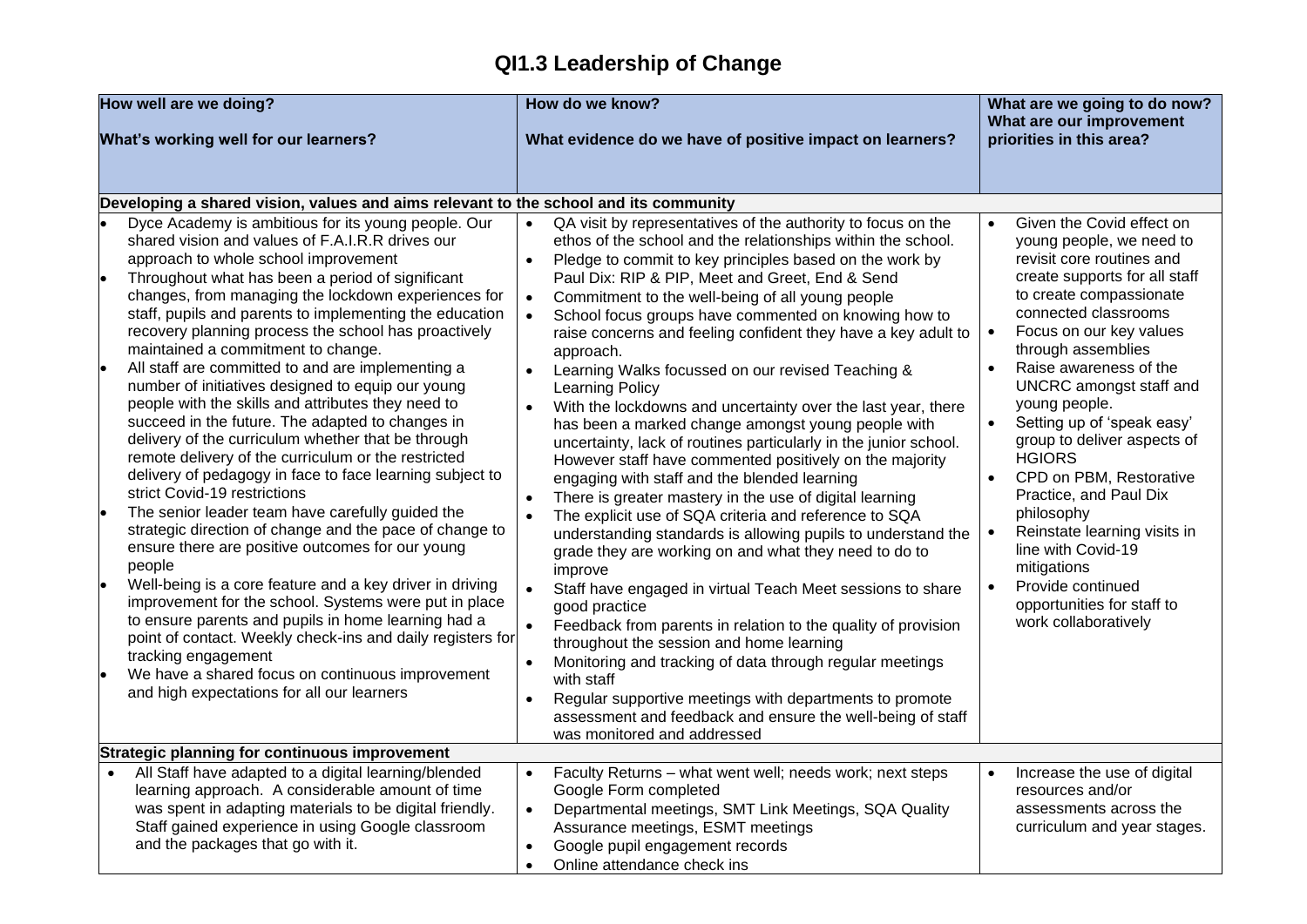# QI1.3 Leadership of Change

| How well are we doing?<br><br>What's working well for our learners? | How do we know?<br><br>What evidence do we have of positive impact on learners? | What are we going to do now? What are our improvement priorities in this area? |
|---|---|---|
| **Developing a shared vision, values and aims relevant to the school and its community** | | |
| • Dyce Academy is ambitious for its young people. Our shared vision and values of F.A.I.R.R drives our approach to whole school improvement<br>• Throughout what has been a period of significant changes, from managing the lockdown experiences for staff, pupils and parents to implementing the education recovery planning process the school has proactively maintained a commitment to change.<br>• All staff are committed to and are implementing a number of initiatives designed to equip our young people with the skills and attributes they need to succeed in the future. The adapted to changes in delivery of the curriculum whether that be through remote delivery of the curriculum or the restricted delivery of pedagogy in face to face learning subject to strict Covid-19 restrictions<br>• The senior leader team have carefully guided the strategic direction of change and the pace of change to ensure there are positive outcomes for our young people<br>• Well-being is a core feature and a key driver in driving improvement for the school. Systems were put in place to ensure parents and pupils in home learning had a point of contact. Weekly check-ins and daily registers for tracking engagement<br>• We have a shared focus on continuous improvement and high expectations for all our learners | • QA visit by representatives of the authority to focus on the ethos of the school and the relationships within the school.<br>• Pledge to commit to key principles based on the work by Paul Dix: RIP & PIP, Meet and Greet, End & Send<br>• Commitment to the well-being of all young people<br>• School focus groups have commented on knowing how to raise concerns and feeling confident they have a key adult to approach.<br>• Learning Walks focussed on our revised Teaching & Learning Policy<br>• With the lockdowns and uncertainty over the last year, there has been a marked change amongst young people with uncertainty, lack of routines particularly in the junior school. However staff have commented positively on the majority engaging with staff and the blended learning<br>• There is greater mastery in the use of digital learning<br>• The explicit use of SQA criteria and reference to SQA understanding standards is allowing pupils to understand the grade they are working on and what they need to do to improve<br>• Staff have engaged in virtual Teach Meet sessions to share good practice<br>• Feedback from parents in relation to the quality of provision throughout the session and home learning<br>• Monitoring and tracking of data through regular meetings with staff<br>• Regular supportive meetings with departments to promote assessment and feedback and ensure the well-being of staff was monitored and addressed | • Given the Covid effect on young people, we need to revisit core routines and create supports for all staff to create compassionate connected classrooms<br>• Focus on our key values through assemblies<br>• Raise awareness of the UNCRC amongst staff and young people.<br>• Setting up of 'speak easy' group to deliver aspects of HGIORS<br>• CPD on PBM, Restorative Practice, and Paul Dix philosophy<br>• Reinstate learning visits in line with Covid-19 mitigations<br>• Provide continued opportunities for staff to work collaboratively |
| **Strategic planning for continuous improvement** | | |
| • All Staff have adapted to a digital learning/blended learning approach. A considerable amount of time was spent in adapting materials to be digital friendly. Staff gained experience in using Google classroom and the packages that go with it. | • Faculty Returns – what went well; needs work; next steps Google Form completed<br>• Departmental meetings, SMT Link Meetings, SQA Quality Assurance meetings, ESMT meetings<br>• Google pupil engagement records<br>• Online attendance check ins | • Increase the use of digital resources and/or assessments across the curriculum and year stages. |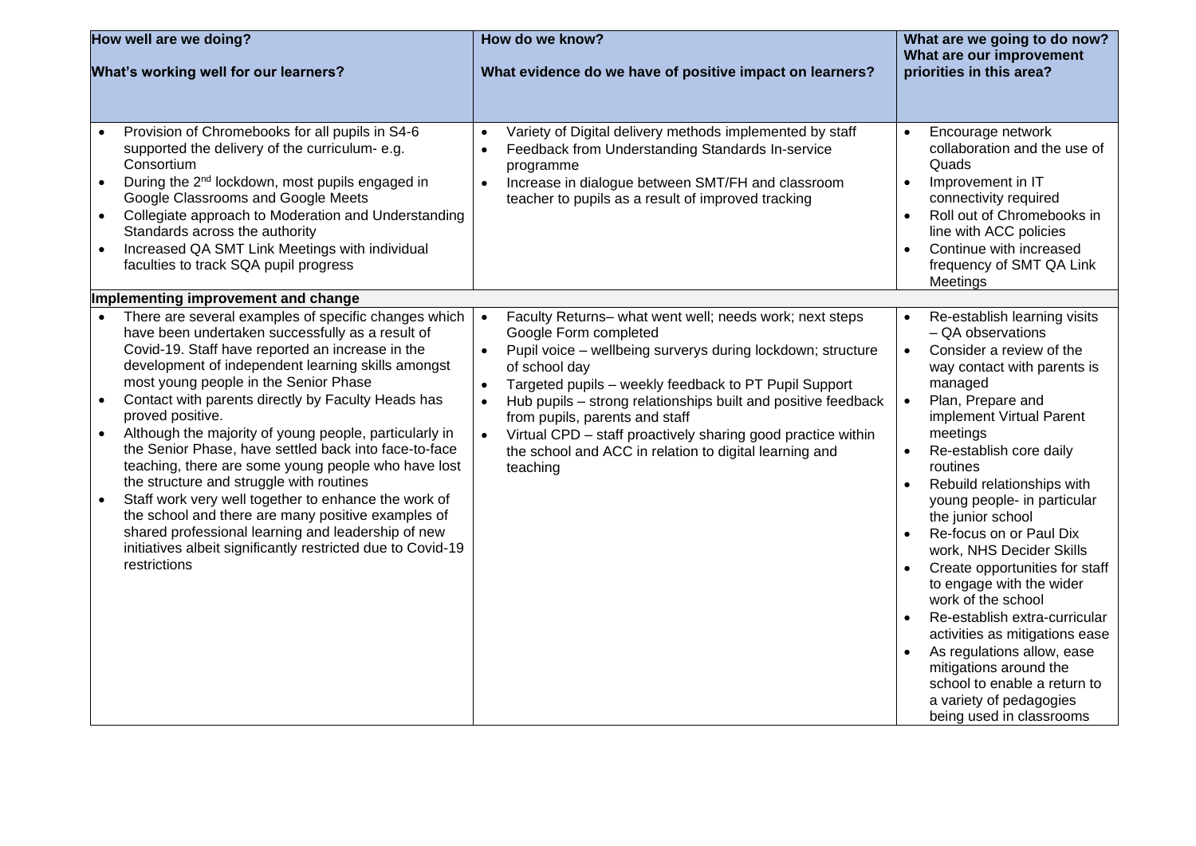| How well are we doing?<br><br>What's working well for our learners? | How do we know?<br><br>What evidence do we have of positive impact on learners? | What are we going to do now? What are our improvement priorities in this area? |
|---|---|---|
| • Provision of Chromebooks for all pupils in S4-6 supported the delivery of the curriculum- e.g. Consortium<br>• During the 2nd lockdown, most pupils engaged in Google Classrooms and Google Meets<br>• Collegiate approach to Moderation and Understanding Standards across the authority<br>• Increased QA SMT Link Meetings with individual faculties to track SQA pupil progress | • Variety of Digital delivery methods implemented by staff<br>• Feedback from Understanding Standards In-service programme<br>• Increase in dialogue between SMT/FH and classroom teacher to pupils as a result of improved tracking | • Encourage network collaboration and the use of Quads<br>• Improvement in IT connectivity required<br>• Roll out of Chromebooks in line with ACC policies<br>• Continue with increased frequency of SMT QA Link Meetings |
| **Implementing improvement and change** | | |
| • There are several examples of specific changes which have been undertaken successfully as a result of Covid-19. Staff have reported an increase in the development of independent learning skills amongst most young people in the Senior Phase<br>• Contact with parents directly by Faculty Heads has proved positive.<br>• Although the majority of young people, particularly in the Senior Phase, have settled back into face-to-face teaching, there are some young people who have lost the structure and struggle with routines<br>• Staff work very well together to enhance the work of the school and there are many positive examples of shared professional learning and leadership of new initiatives albeit significantly restricted due to Covid-19 restrictions | • Faculty Returns– what went well; needs work; next steps Google Form completed<br>• Pupil voice – wellbeing surverys during lockdown; structure of school day<br>• Targeted pupils – weekly feedback to PT Pupil Support<br>• Hub pupils – strong relationships built and positive feedback from pupils, parents and staff<br>• Virtual CPD – staff proactively sharing good practice within the school and ACC in relation to digital learning and teaching | • Re-establish learning visits – QA observations<br>• Consider a review of the way contact with parents is managed<br>• Plan, Prepare and implement Virtual Parent meetings<br>• Re-establish core daily routines<br>• Rebuild relationships with young people- in particular the junior school<br>• Re-focus on or Paul Dix work, NHS Decider Skills<br>• Create opportunities for staff to engage with the wider work of the school<br>• Re-establish extra-curricular activities as mitigations ease<br>• As regulations allow, ease mitigations around the school to enable a return to a variety of pedagogies being used in classrooms |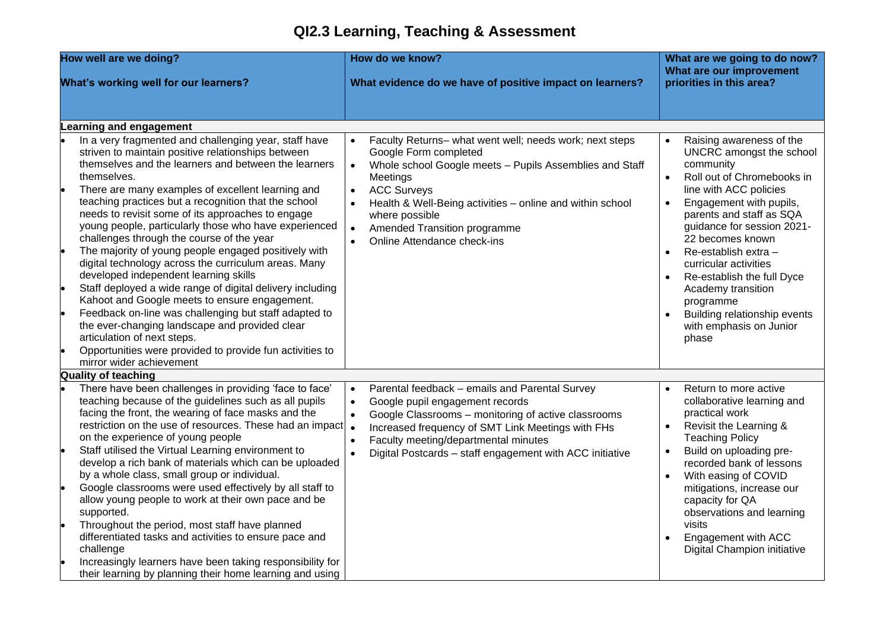# QI2.3 Learning, Teaching & Assessment

| How well are we doing?<br><br>What's working well for our learners? | How do we know?<br><br>What evidence do we have of positive impact on learners? | What are we going to do now? What are our improvement priorities in this area? |
|---|---|---|
| **Learning and engagement** | | |
| • In a very fragmented and challenging year, staff have striven to maintain positive relationships between themselves and the learners and between the learners themselves.<br>• There are many examples of excellent learning and teaching practices but a recognition that the school needs to revisit some of its approaches to engage young people, particularly those who have experienced challenges through the course of the year<br>• The majority of young people engaged positively with digital technology across the curriculum areas. Many developed independent learning skills<br>• Staff deployed a wide range of digital delivery including Kahoot and Google meets to ensure engagement.<br>• Feedback on-line was challenging but staff adapted to the ever-changing landscape and provided clear articulation of next steps.<br>• Opportunities were provided to provide fun activities to mirror wider achievement | • Faculty Returns– what went well; needs work; next steps Google Form completed<br>• Whole school Google meets – Pupils Assemblies and Staff Meetings<br>• ACC Surveys<br>• Health & Well-Being activities – online and within school where possible<br>• Amended Transition programme<br>• Online Attendance check-ins | • Raising awareness of the UNCRC amongst the school community<br>• Roll out of Chromebooks in line with ACC policies<br>• Engagement with pupils, parents and staff as SQA guidance for session 2021-22 becomes known<br>• Re-establish extra – curricular activities<br>• Re-establish the full Dyce Academy transition programme<br>• Building relationship events with emphasis on Junior phase |
| **Quality of teaching** | | |
| • There have been challenges in providing 'face to face' teaching because of the guidelines such as all pupils facing the front, the wearing of face masks and the restriction on the use of resources. These had an impact on the experience of young people<br>• Staff utilised the Virtual Learning environment to develop a rich bank of materials which can be uploaded by a whole class, small group or individual.<br>• Google classrooms were used effectively by all staff to allow young people to work at their own pace and be supported.<br>• Throughout the period, most staff have planned differentiated tasks and activities to ensure pace and challenge<br>• Increasingly learners have been taking responsibility for their learning by planning their home learning and using | • Parental feedback – emails and Parental Survey<br>• Google pupil engagement records<br>• Google Classrooms – monitoring of active classrooms<br>• Increased frequency of SMT Link Meetings with FHs<br>• Faculty meeting/departmental minutes<br>• Digital Postcards – staff engagement with ACC initiative | • Return to more active collaborative learning and practical work<br>• Revisit the Learning & Teaching Policy<br>• Build on uploading pre-recorded bank of lessons<br>• With easing of COVID mitigations, increase our capacity for QA observations and learning visits<br>• Engagement with ACC Digital Champion initiative |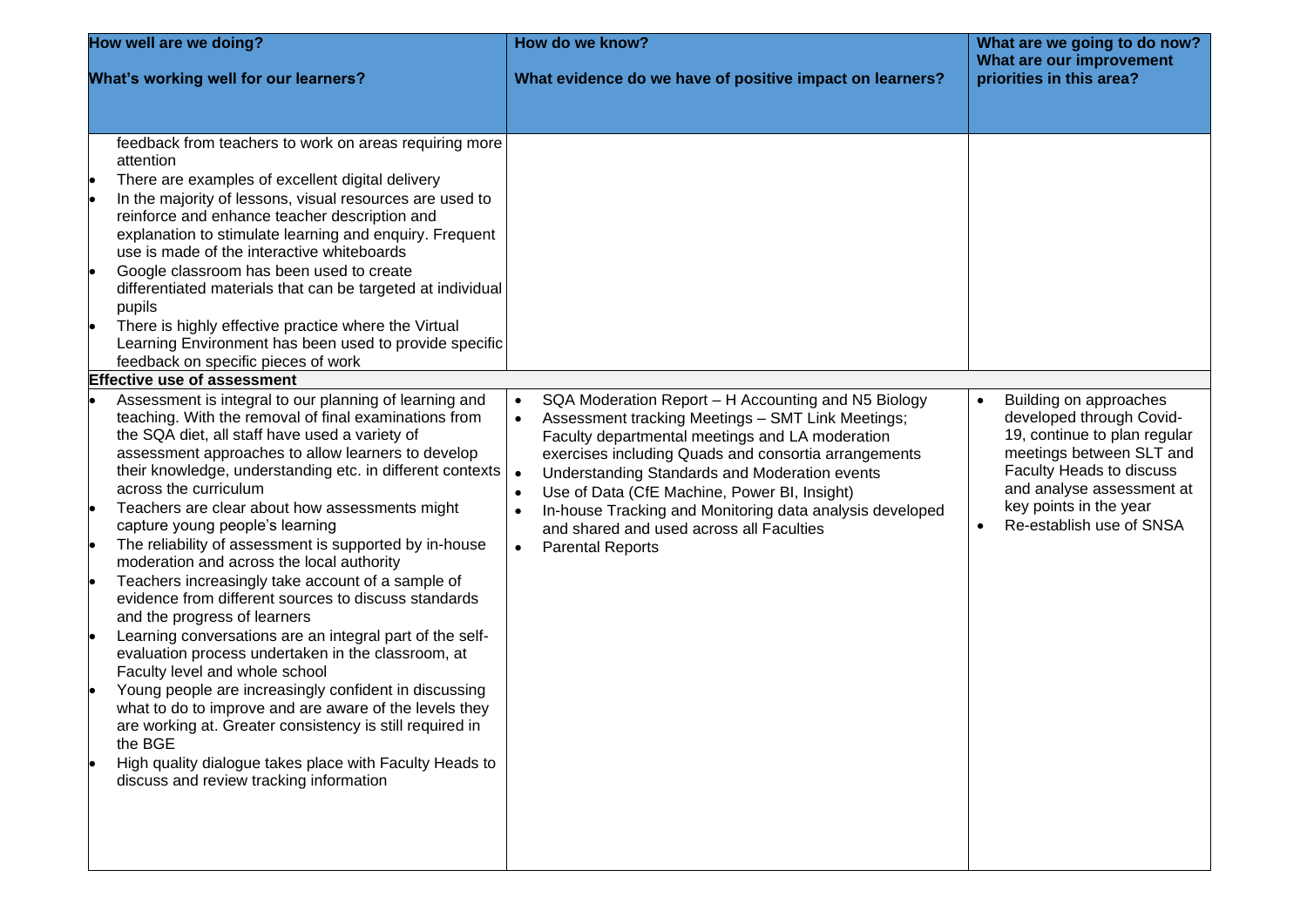| How well are we doing?<br><br>What's working well for our learners? | How do we know?<br><br>What evidence do we have of positive impact on learners? | What are we going to do now? What are our improvement priorities in this area? |
|---|---|---|
| feedback from teachers to work on areas requiring more attention<br>• There are examples of excellent digital delivery<br>• In the majority of lessons, visual resources are used to reinforce and enhance teacher description and explanation to stimulate learning and enquiry. Frequent use is made of the interactive whiteboards<br>• Google classroom has been used to create differentiated materials that can be targeted at individual pupils<br>• There is highly effective practice where the Virtual Learning Environment has been used to provide specific feedback on specific pieces of work | | |
| **Effective use of assessment** | | |
| • Assessment is integral to our planning of learning and teaching. With the removal of final examinations from the SQA diet, all staff have used a variety of assessment approaches to allow learners to develop their knowledge, understanding etc. in different contexts across the curriculum<br>• Teachers are clear about how assessments might capture young people's learning<br>• The reliability of assessment is supported by in-house moderation and across the local authority<br>• Teachers increasingly take account of a sample of evidence from different sources to discuss standards and the progress of learners<br>• Learning conversations are an integral part of the self-evaluation process undertaken in the classroom, at Faculty level and whole school<br>• Young people are increasingly confident in discussing what to do to improve and are aware of the levels they are working at. Greater consistency is still required in the BGE<br>• High quality dialogue takes place with Faculty Heads to discuss and review tracking information | • SQA Moderation Report – H Accounting and N5 Biology<br>• Assessment tracking Meetings – SMT Link Meetings; Faculty departmental meetings and LA moderation exercises including Quads and consortia arrangements<br>• Understanding Standards and Moderation events<br>• Use of Data (CfE Machine, Power BI, Insight)<br>• In-house Tracking and Monitoring data analysis developed and shared and used across all Faculties<br>• Parental Reports | • Building on approaches developed through Covid-19, continue to plan regular meetings between SLT and Faculty Heads to discuss and analyse assessment at key points in the year<br>• Re-establish use of SNSA |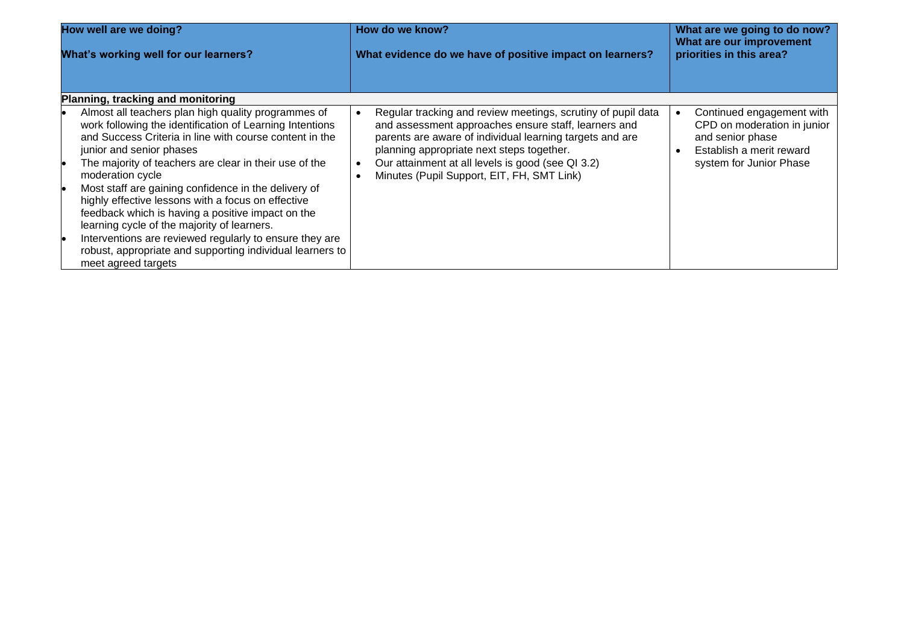| How well are we doing?<br><br>What's working well for our learners? | How do we know?<br><br>What evidence do we have of positive impact on learners? | What are we going to do now? What are our improvement priorities in this area? |
|---|---|---|
| **Planning, tracking and monitoring** | | |
| • Almost all teachers plan high quality programmes of work following the identification of Learning Intentions and Success Criteria in line with course content in the junior and senior phases<br>• The majority of teachers are clear in their use of the moderation cycle<br>• Most staff are gaining confidence in the delivery of highly effective lessons with a focus on effective feedback which is having a positive impact on the learning cycle of the majority of learners.<br>• Interventions are reviewed regularly to ensure they are robust, appropriate and supporting individual learners to meet agreed targets | • Regular tracking and review meetings, scrutiny of pupil data and assessment approaches ensure staff, learners and parents are aware of individual learning targets and are planning appropriate next steps together.<br>• Our attainment at all levels is good (see QI 3.2)<br>• Minutes (Pupil Support, EIT, FH, SMT Link) | • Continued engagement with CPD on moderation in junior and senior phase<br>• Establish a merit reward system for Junior Phase |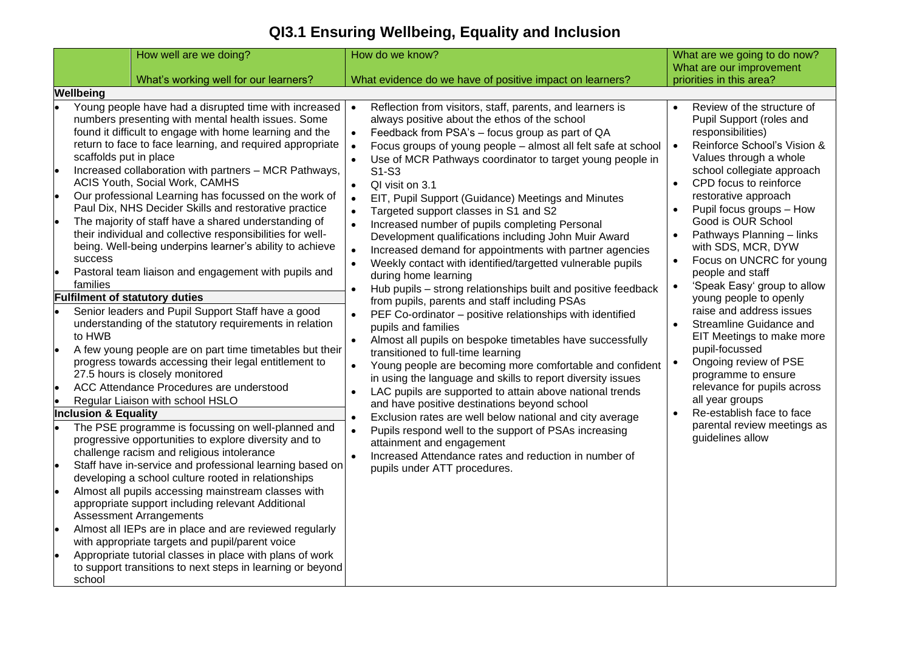# QI3.1 Ensuring Wellbeing, Equality and Inclusion

| How well are we doing? What's working well for our learners? | How do we know? What evidence do we have of positive impact on learners? | What are we going to do now? What are our improvement priorities in this area? |
|---|---|---|
| **Wellbeing**<br>• Young people have had a disrupted time with increased numbers presenting with mental health issues. Some found it difficult to engage with home learning and the return to face to face learning, and required appropriate scaffolds put in place<br>• Increased collaboration with partners – MCR Pathways, ACIS Youth, Social Work, CAMHS<br>• Our professional Learning has focussed on the work of Paul Dix, NHS Decider Skills and restorative practice<br>• The majority of staff have a shared understanding of their individual and collective responsibilities for well-being. Well-being underpins learner's ability to achieve success<br>• Pastoral team liaison and engagement with pupils and families<br>**Fulfilment of statutory duties**<br>• Senior leaders and Pupil Support Staff have a good understanding of the statutory requirements in relation to HWB<br>• A few young people are on part time timetables but their progress towards accessing their legal entitlement to 27.5 hours is closely monitored<br>• ACC Attendance Procedures are understood<br>• Regular Liaison with school HSLO<br>**Inclusion & Equality**<br>• The PSE programme is focussing on well-planned and progressive opportunities to explore diversity and to challenge racism and religious intolerance<br>• Staff have in-service and professional learning based on developing a school culture rooted in relationships<br>• Almost all pupils accessing mainstream classes with appropriate support including relevant Additional Assessment Arrangements<br>• Almost all IEPs are in place and are reviewed regularly with appropriate targets and pupil/parent voice<br>• Appropriate tutorial classes in place with plans of work to support transitions to next steps in learning or beyond school | • Reflection from visitors, staff, parents, and learners is always positive about the ethos of the school<br>• Feedback from PSA's – focus group as part of QA<br>• Focus groups of young people – almost all felt safe at school<br>• Use of MCR Pathways coordinator to target young people in S1-S3<br>• QI visit on 3.1<br>• EIT, Pupil Support (Guidance) Meetings and Minutes<br>• Targeted support classes in S1 and S2<br>• Increased number of pupils completing Personal Development qualifications including John Muir Award<br>• Increased demand for appointments with partner agencies<br>• Weekly contact with identified/targetted vulnerable pupils during home learning<br>• Hub pupils – strong relationships built and positive feedback from pupils, parents and staff including PSAs<br>• PEF Co-ordinator – positive relationships with identified pupils and families<br>• Almost all pupils on bespoke timetables have successfully transitioned to full-time learning<br>• Young people are becoming more comfortable and confident in using the language and skills to report diversity issues<br>• LAC pupils are supported to attain above national trends and have positive destinations beyond school<br>• Exclusion rates are well below national and city average<br>• Pupils respond well to the support of PSAs increasing attainment and engagement<br>• Increased Attendance rates and reduction in number of pupils under ATT procedures. | • Review of the structure of Pupil Support (roles and responsibilities)<br>• Reinforce School's Vision & Values through a whole school collegiate approach<br>• CPD focus to reinforce restorative approach<br>• Pupil focus groups – How Good is OUR School<br>• Pathways Planning – links with SDS, MCR, DYW<br>• Focus on UNCRC for young people and staff<br>• 'Speak Easy' group to allow young people to openly raise and address issues<br>• Streamline Guidance and EIT Meetings to make more pupil-focussed<br>• Ongoing review of PSE programme to ensure relevance for pupils across all year groups<br>• Re-establish face to face parental review meetings as guidelines allow |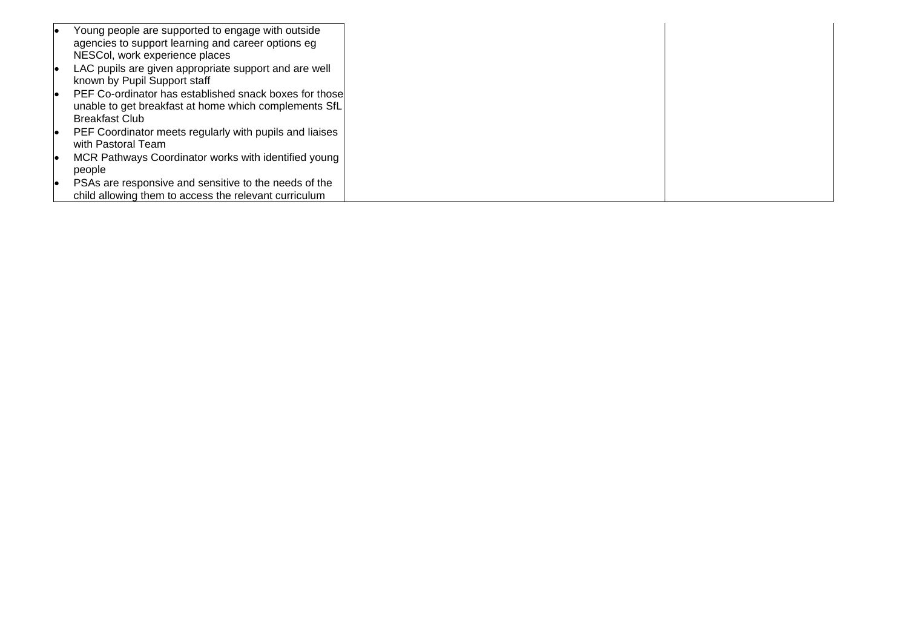| | | |
|---|---|---|
| • Young people are supported to engage with outside agencies to support learning and career options eg NESCol, work experience places<br>• LAC pupils are given appropriate support and are well known by Pupil Support staff<br>• PEF Co-ordinator has established snack boxes for those unable to get breakfast at home which complements SfL Breakfast Club<br>• PEF Coordinator meets regularly with pupils and liaises with Pastoral Team<br>• MCR Pathways Coordinator works with identified young people<br>• PSAs are responsive and sensitive to the needs of the child allowing them to access the relevant curriculum | | |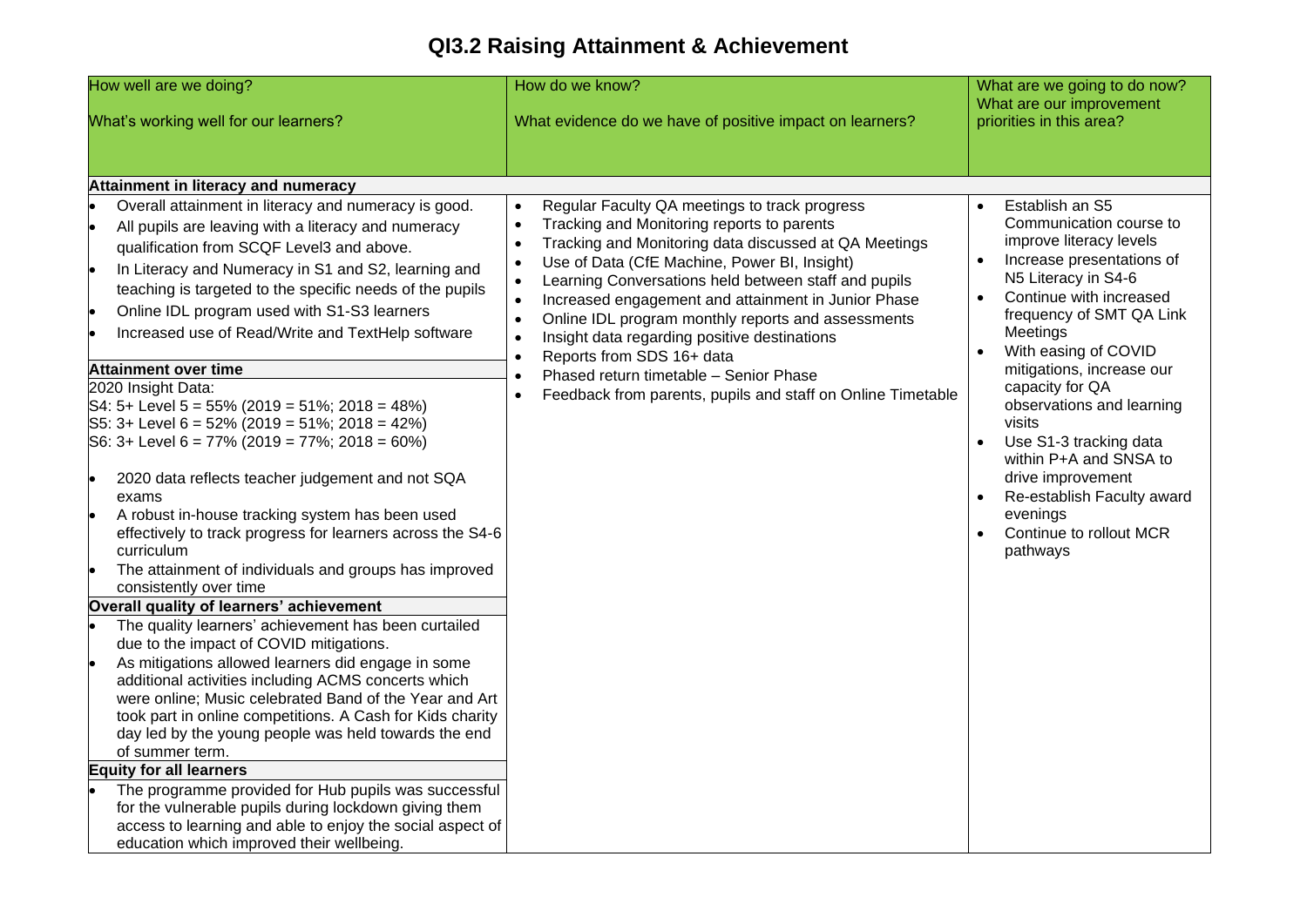# QI3.2 Raising Attainment & Achievement

| How well are we doing?<br><br>What's working well for our learners? | How do we know?<br><br>What evidence do we have of positive impact on learners? | What are we going to do now? What are our improvement priorities in this area? |
|---|---|---|
| **Attainment in literacy and numeracy** | | |
| • Overall attainment in literacy and numeracy is good.<br>• All pupils are leaving with a literacy and numeracy qualification from SCQF Level3 and above.<br>• In Literacy and Numeracy in S1 and S2, learning and teaching is targeted to the specific needs of the pupils<br>• Online IDL program used with S1-S3 learners<br>• Increased use of Read/Write and TextHelp software<br><br>**Attainment over time**<br>2020 Insight Data:<br>S4: 5+ Level 5 = 55% (2019 = 51%; 2018 = 48%)<br>S5: 3+ Level 6 = 52% (2019 = 51%; 2018 = 42%)<br>S6: 3+ Level 6 = 77% (2019 = 77%; 2018 = 60%)<br><br>• 2020 data reflects teacher judgement and not SQA exams<br>• A robust in-house tracking system has been used effectively to track progress for learners across the S4-6 curriculum<br>• The attainment of individuals and groups has improved consistently over time<br><br>**Overall quality of learners' achievement**<br>• The quality learners' achievement has been curtailed due to the impact of COVID mitigations.<br>• As mitigations allowed learners did engage in some additional activities including ACMS concerts which were online; Music celebrated Band of the Year and Art took part in online competitions. A Cash for Kids charity day led by the young people was held towards the end of summer term.<br><br>**Equity for all learners**<br>• The programme provided for Hub pupils was successful for the vulnerable pupils during lockdown giving them access to learning and able to enjoy the social aspect of education which improved their wellbeing. | • Regular Faculty QA meetings to track progress<br>• Tracking and Monitoring reports to parents<br>• Tracking and Monitoring data discussed at QA Meetings<br>• Use of Data (CfE Machine, Power BI, Insight)<br>• Learning Conversations held between staff and pupils<br>• Increased engagement and attainment in Junior Phase<br>• Online IDL program monthly reports and assessments<br>• Insight data regarding positive destinations<br>• Reports from SDS 16+ data<br>• Phased return timetable – Senior Phase<br>• Feedback from parents, pupils and staff on Online Timetable | • Establish an S5 Communication course to improve literacy levels<br>• Increase presentations of N5 Literacy in S4-6<br>• Continue with increased frequency of SMT QA Link Meetings<br>• With easing of COVID mitigations, increase our capacity for QA observations and learning visits<br>• Use S1-3 tracking data within P+A and SNSA to drive improvement<br>• Re-establish Faculty award evenings<br>• Continue to rollout MCR pathways |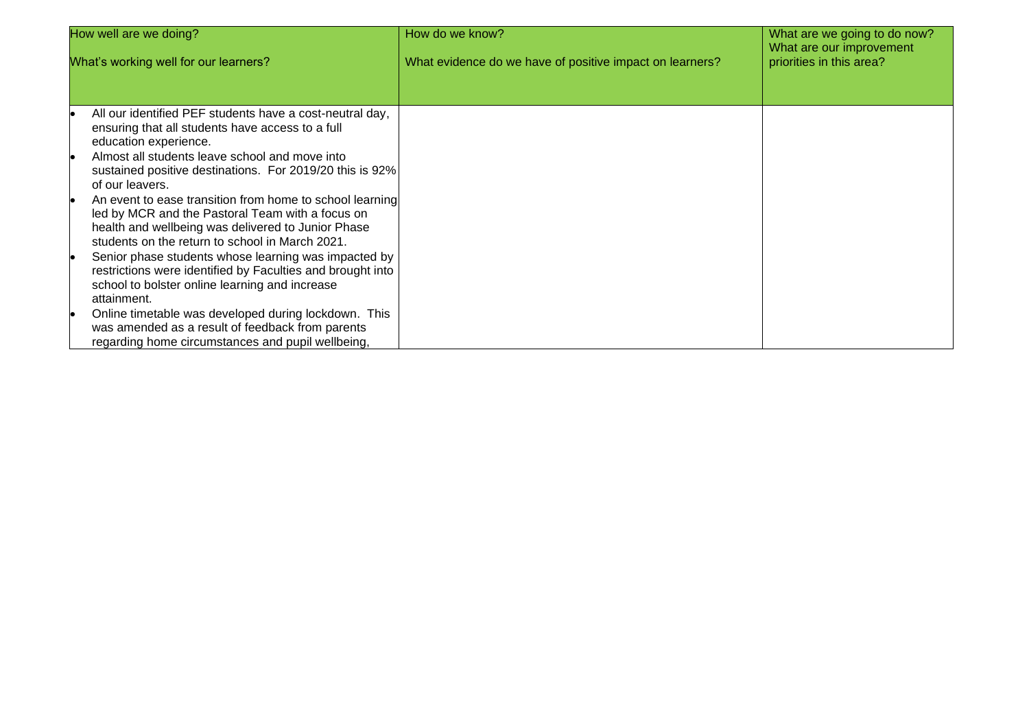| How well are we doing?<br><br>What's working well for our learners? | How do we know?<br><br>What evidence do we have of positive impact on learners? | What are we going to do now? What are our improvement priorities in this area? |
|---|---|---|
| • All our identified PEF students have a cost-neutral day, ensuring that all students have access to a full education experience.<br>• Almost all students leave school and move into sustained positive destinations. For 2019/20 this is 92% of our leavers.<br>• An event to ease transition from home to school learning led by MCR and the Pastoral Team with a focus on health and wellbeing was delivered to Junior Phase students on the return to school in March 2021.<br>• Senior phase students whose learning was impacted by restrictions were identified by Faculties and brought into school to bolster online learning and increase attainment.<br>• Online timetable was developed during lockdown. This was amended as a result of feedback from parents regarding home circumstances and pupil wellbeing, | | |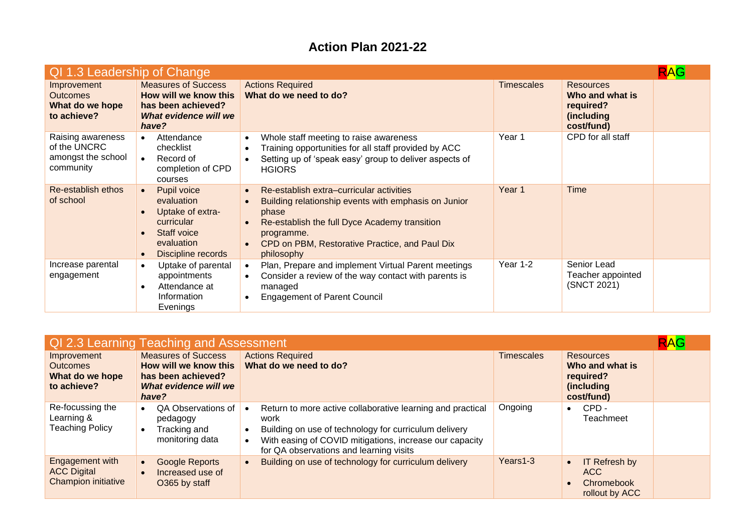# Action Plan 2021-22

| QI 1.3 Leadership of Change | | | | | RAG |
|---|---|---|---|---|---|
| Improvement Outcomes **What do we hope to achieve?** | Measures of Success **How will we know this has been achieved?** ***What evidence will we have?*** | Actions Required **What do we need to do?** | Timescales | Resources **Who and what is required? (including cost/fund)** | |
| Raising awareness of the UNCRC amongst the school community | • Attendance checklist<br>• Record of completion of CPD courses | • Whole staff meeting to raise awareness<br>• Training opportunities for all staff provided by ACC<br>• Setting up of 'speak easy' group to deliver aspects of HGIORS | Year 1 | CPD for all staff | |
| Re-establish ethos of school | • Pupil voice evaluation<br>• Uptake of extra-curricular<br>• Staff voice evaluation<br>• Discipline records | • Re-establish extra–curricular activities<br>• Building relationship events with emphasis on Junior phase<br>• Re-establish the full Dyce Academy transition programme.<br>• CPD on PBM, Restorative Practice, and Paul Dix philosophy | Year 1 | Time | |
| Increase parental engagement | • Uptake of parental appointments<br>• Attendance at Information Evenings | • Plan, Prepare and implement Virtual Parent meetings<br>• Consider a review of the way contact with parents is managed<br>• Engagement of Parent Council | Year 1-2 | Senior Lead Teacher appointed (SNCT 2021) | |

| QI 2.3 Learning Teaching and Assessment | | | | | RAG |
|---|---|---|---|---|---|
| Improvement Outcomes **What do we hope to achieve?** | Measures of Success **How will we know this has been achieved?** ***What evidence will we have?*** | Actions Required **What do we need to do?** | Timescales | Resources **Who and what is required? (including cost/fund)** | |
| Re-focussing the Learning & Teaching Policy | • QA Observations of pedagogy<br>• Tracking and monitoring data | • Return to more active collaborative learning and practical work<br>• Building on use of technology for curriculum delivery<br>• With easing of COVID mitigations, increase our capacity for QA observations and learning visits | Ongoing | • CPD - Teachmeet | |
| Engagement with ACC Digital Champion initiative | • Google Reports<br>• Increased use of O365 by staff | • Building on use of technology for curriculum delivery | Years1-3 | • IT Refresh by ACC<br>• Chromebook rollout by ACC | |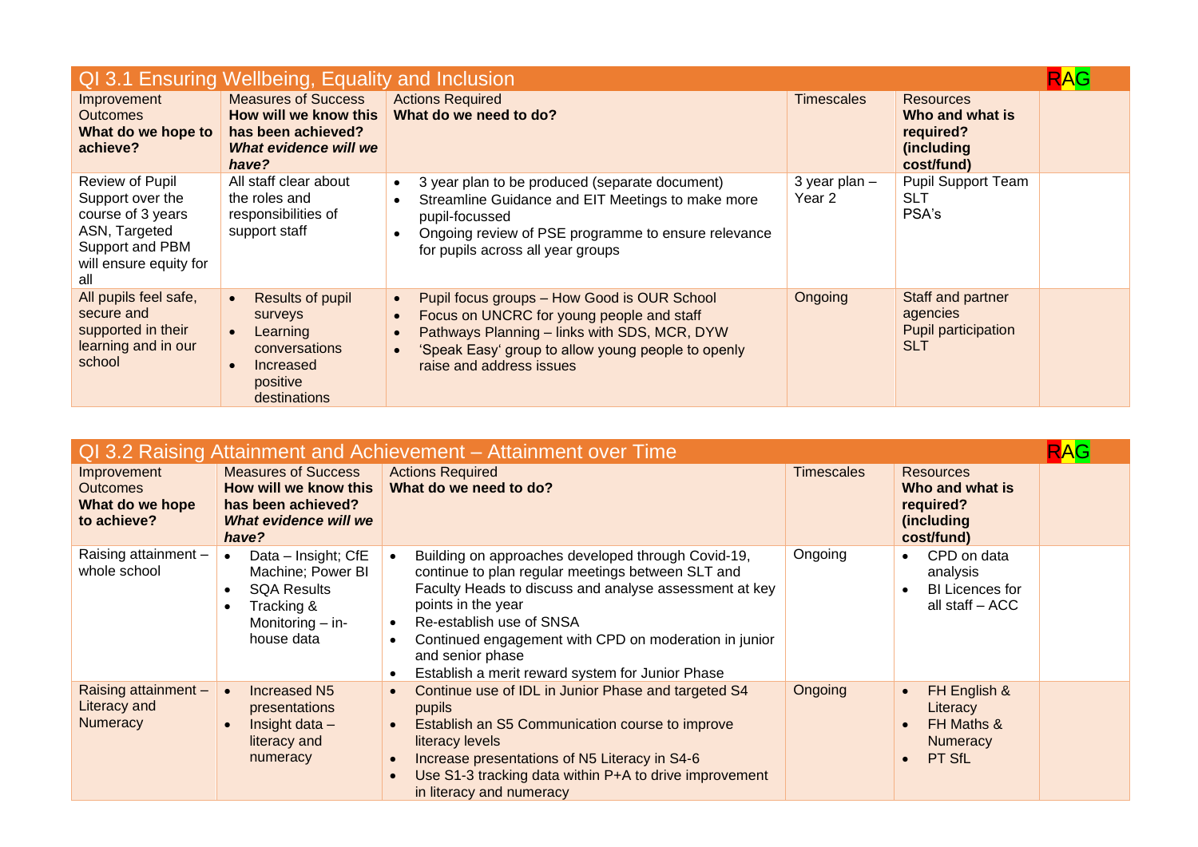| QI 3.1 Ensuring Wellbeing, Equality and Inclusion | | | | | RAG |
|---|---|---|---|---|---|
| Improvement Outcomes **What do we hope to achieve?** | Measures of Success **How will we know this has been achieved? *What evidence will we have?*** | Actions Required **What do we need to do?** | Timescales | Resources **Who and what is required? (including cost/fund)** | |
| Review of Pupil Support over the course of 3 years ASN, Targeted Support and PBM will ensure equity for all | All staff clear about the roles and responsibilities of support staff | • 3 year plan to be produced (separate document)<br>• Streamline Guidance and EIT Meetings to make more pupil-focussed<br>• Ongoing review of PSE programme to ensure relevance for pupils across all year groups | 3 year plan – Year 2 | Pupil Support Team<br>SLT<br>PSA's | |
| All pupils feel safe, secure and supported in their learning and in our school | • Results of pupil surveys<br>• Learning conversations<br>• Increased positive destinations | • Pupil focus groups – How Good is OUR School<br>• Focus on UNCRC for young people and staff<br>• Pathways Planning – links with SDS, MCR, DYW<br>• 'Speak Easy' group to allow young people to openly raise and address issues | Ongoing | Staff and partner agencies<br>Pupil participation<br>SLT | |

| QI 3.2 Raising Attainment and Achievement – Attainment over Time | | | | | RAG |
|---|---|---|---|---|---|
| Improvement Outcomes **What do we hope to achieve?** | Measures of Success **How will we know this has been achieved? *What evidence will we have?*** | Actions Required **What do we need to do?** | Timescales | Resources **Who and what is required? (including cost/fund)** | |
| Raising attainment – whole school | • Data – Insight; CfE Machine; Power BI<br>• SQA Results<br>• Tracking & Monitoring – in-house data | • Building on approaches developed through Covid-19, continue to plan regular meetings between SLT and Faculty Heads to discuss and analyse assessment at key points in the year<br>• Re-establish use of SNSA<br>• Continued engagement with CPD on moderation in junior and senior phase<br>• Establish a merit reward system for Junior Phase | Ongoing | • CPD on data analysis<br>• BI Licences for all staff – ACC | |
| Raising attainment – Literacy and Numeracy | • Increased N5 presentations<br>• Insight data – literacy and numeracy | • Continue use of IDL in Junior Phase and targeted S4 pupils<br>• Establish an S5 Communication course to improve literacy levels<br>• Increase presentations of N5 Literacy in S4-6<br>• Use S1-3 tracking data within P+A to drive improvement in literacy and numeracy | Ongoing | • FH English & Literacy<br>• FH Maths & Numeracy<br>• PT SfL | |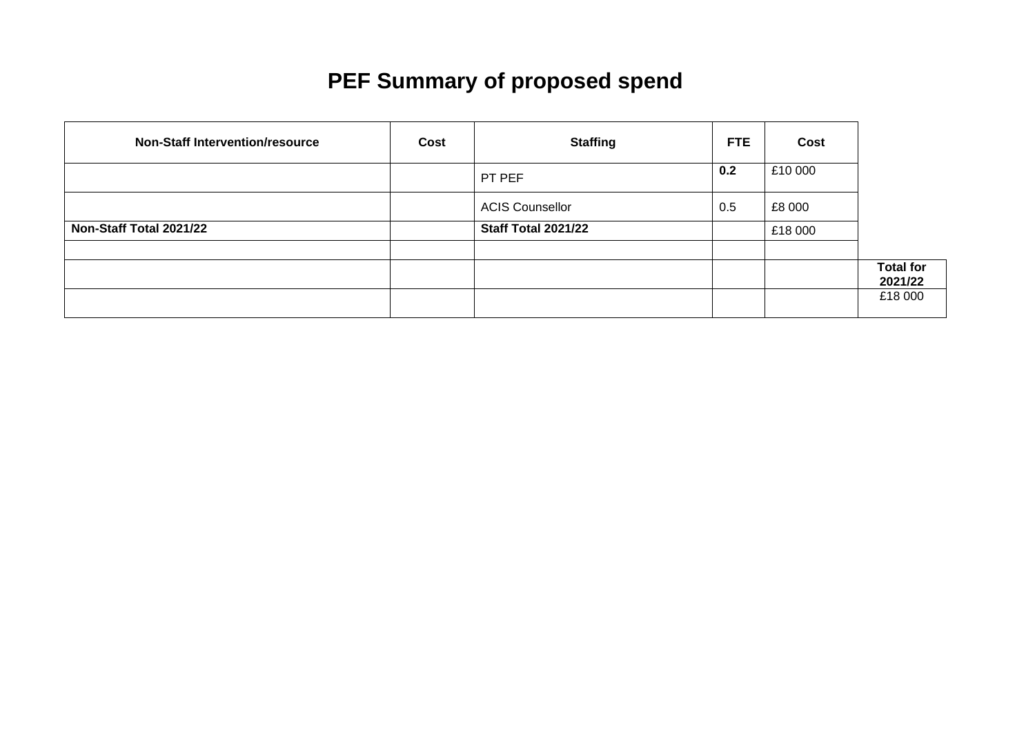# PEF Summary of proposed spend

| Non-Staff Intervention/resource | Cost | Staffing | FTE | Cost | |
|---|---|---|---|---|---|
| | | PT PEF | **0.2** | £10 000 | |
| | | ACIS Counsellor | 0.5 | £8 000 | |
| **Non-Staff Total 2021/22** | | **Staff Total 2021/22** | | £18 000 | |
| | | | | | |
| | | | | | **Total for 2021/22** |
| | | | | | £18 000 |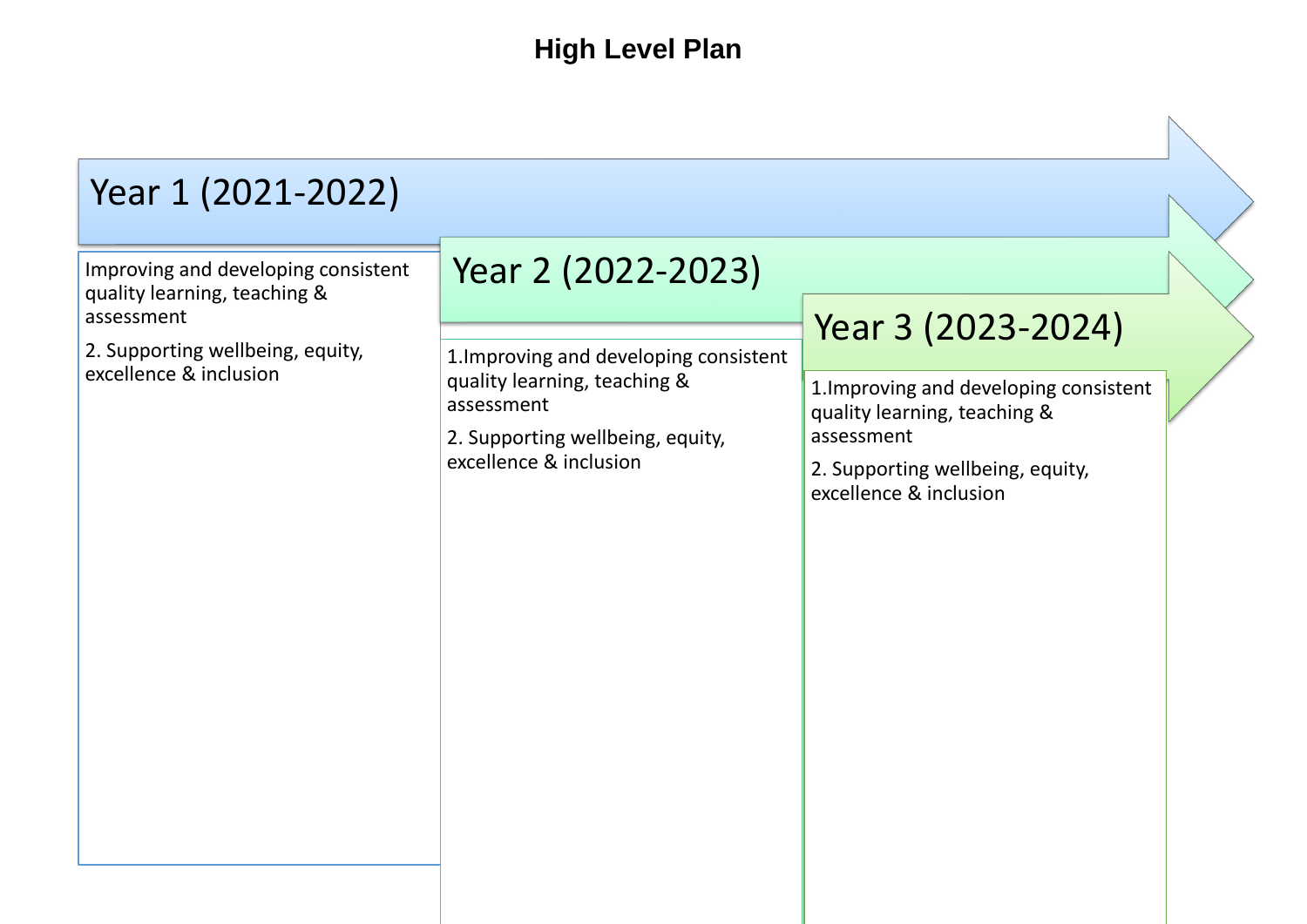# High Level Plan

## Year 1 (2021-2022)

Improving and developing consistent quality learning, teaching & assessment

2. Supporting wellbeing, equity, excellence & inclusion

## Year 2 (2022-2023)

1.Improving and developing consistent quality learning, teaching & assessment

2. Supporting wellbeing, equity, excellence & inclusion

## Year 3 (2023-2024)

1.Improving and developing consistent quality learning, teaching & assessment

2. Supporting wellbeing, equity, excellence & inclusion